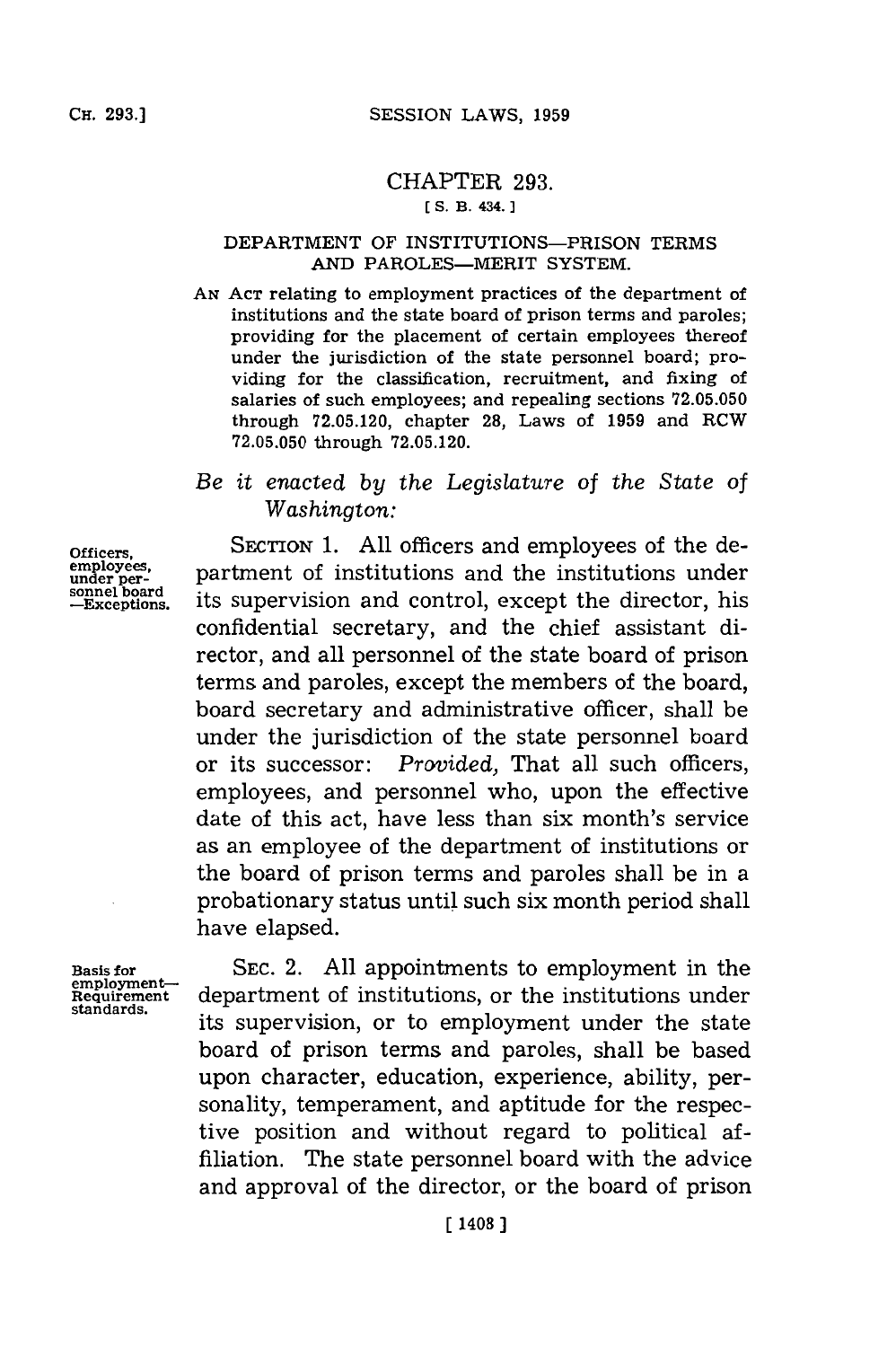# CHAPTER 293.

[S. B. 434.]

## DEPARTMENT OF INSTITUTIONS—PRISON TERMS AND PAROLES—MERIT SYSTEM.

AN ACT relating to employment practices of the department of institutions and the state board of prison terms and paroles; providing for the placement of certain employees thereof under the jurisdiction of the state personnel board; providing for the classification, recruitment, and fixing of salaries of such employees; and repealing sections 72.05.050 through 72.05.120, chapter 28, Laws of 1959 and RCW 72.05.050 through 72.05.120.

*Be it enacted by the Legislature of the State of Washington:*

**Officers, employees, under personnel board —Exceptions.**

SECTION 1. All officers and employees of the department of institutions and the institutions under its supervision and control, except the director, his confidential secretary, and the chief assistant director, and all personnel of the state board of prison terms and paroles, except the members of the board, board secretary and administrative officer, shall be under the jurisdiction of the state personnel board or its successor: *Provided,* That all such officers, employees, and personnel who, upon the effective date of this act, have less than six month's service as an employee of the department of institutions or the board of prison terms and paroles shall be in a probationary status until such six month period shall have elapsed.

**Basis for employment— Requirement standards.**

SEC. 2. All appointments to employment in the department of institutions, or the institutions under its supervision, or to employment under the state board of prison terms and paroles, shall be based upon character, education, experience, ability, personality, temperament, and aptitude for the respective position and without regard to political affiliation. The state personnel board with the advice and approval of the director, or the board of prison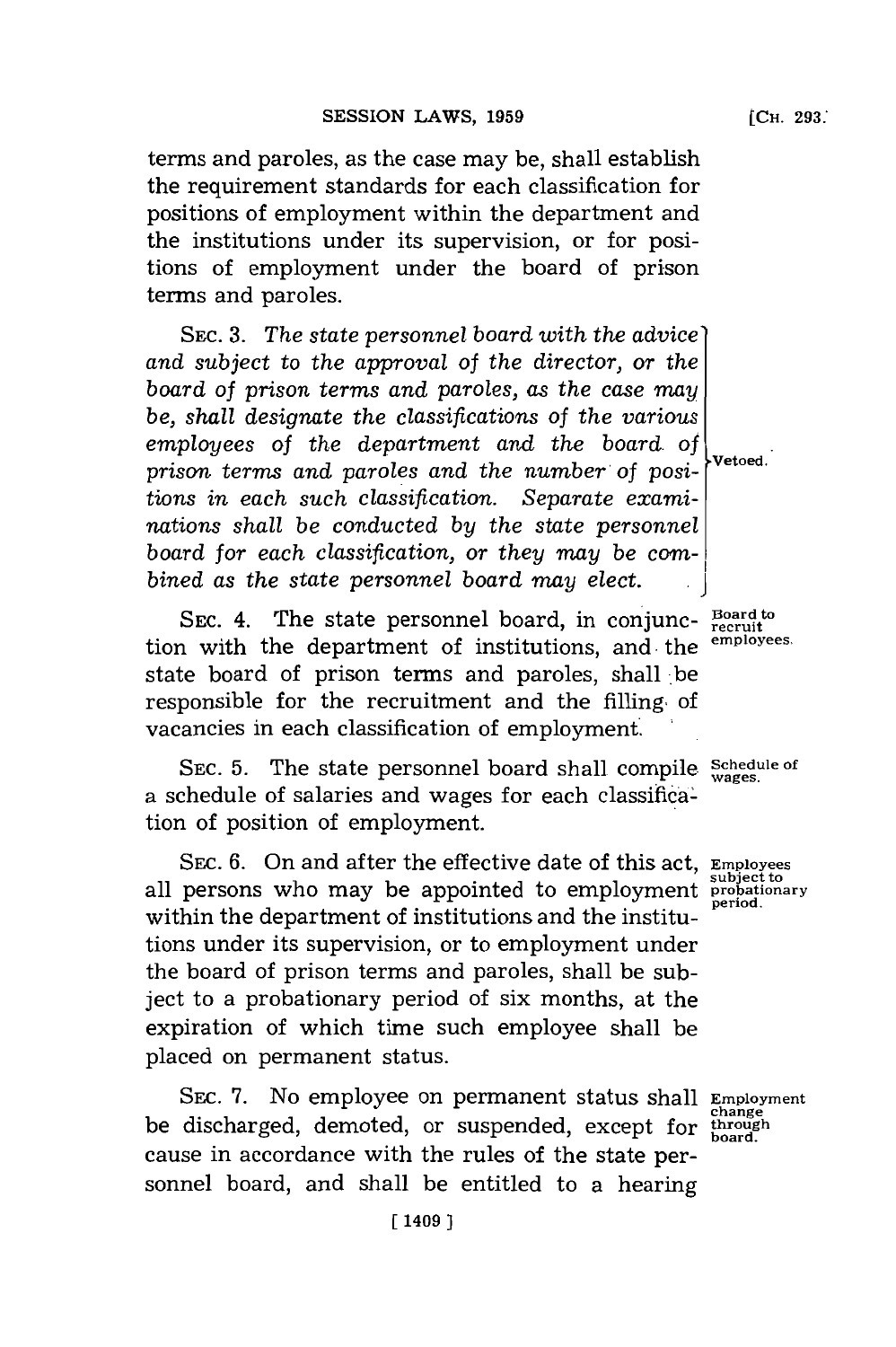terms and paroles, as the case may be, shall establish the requirement standards for each classification for positions of employment within the department and the institutions under its supervision, or for positions of employment under the board of prison terms and paroles.

SEC. 3. *The state personnel board with the advice and subject to the approval of the director, or the board of prison terms and paroles, as the case may be, shall designate the classifications of the various employees of the department and the board of prison terms and paroles and the number of positions in each such classification. Separate examinations shall be conducted by the state personnel board for each classification, or they may be combined as the state personnel board may elect.* Vetoed.

SEC. 4. The state personnel board, in conjunction with the department of institutions, and the state board of prison terms and paroles, shall be responsible for the recruitment and the filling of vacancies in each classification of employment. Board to recruit employees.

SEC. 5. The state personnel board shall compile a schedule of salaries and wages for each classification of position of employment. Schedule of wages.

SEC. 6. On and after the effective date of this act, all persons who may be appointed to employment within the department of institutions and the institutions under its supervision, or to employment under the board of prison terms and paroles, shall be subject to a probationary period of six months, at the expiration of which time such employee shall be placed on permanent status. Employees subject to probationary period.

SEC. 7. No employee on permanent status shall be discharged, demoted, or suspended, except for cause in accordance with the rules of the state personnel board, and shall be entitled to a hearing Employment change through board.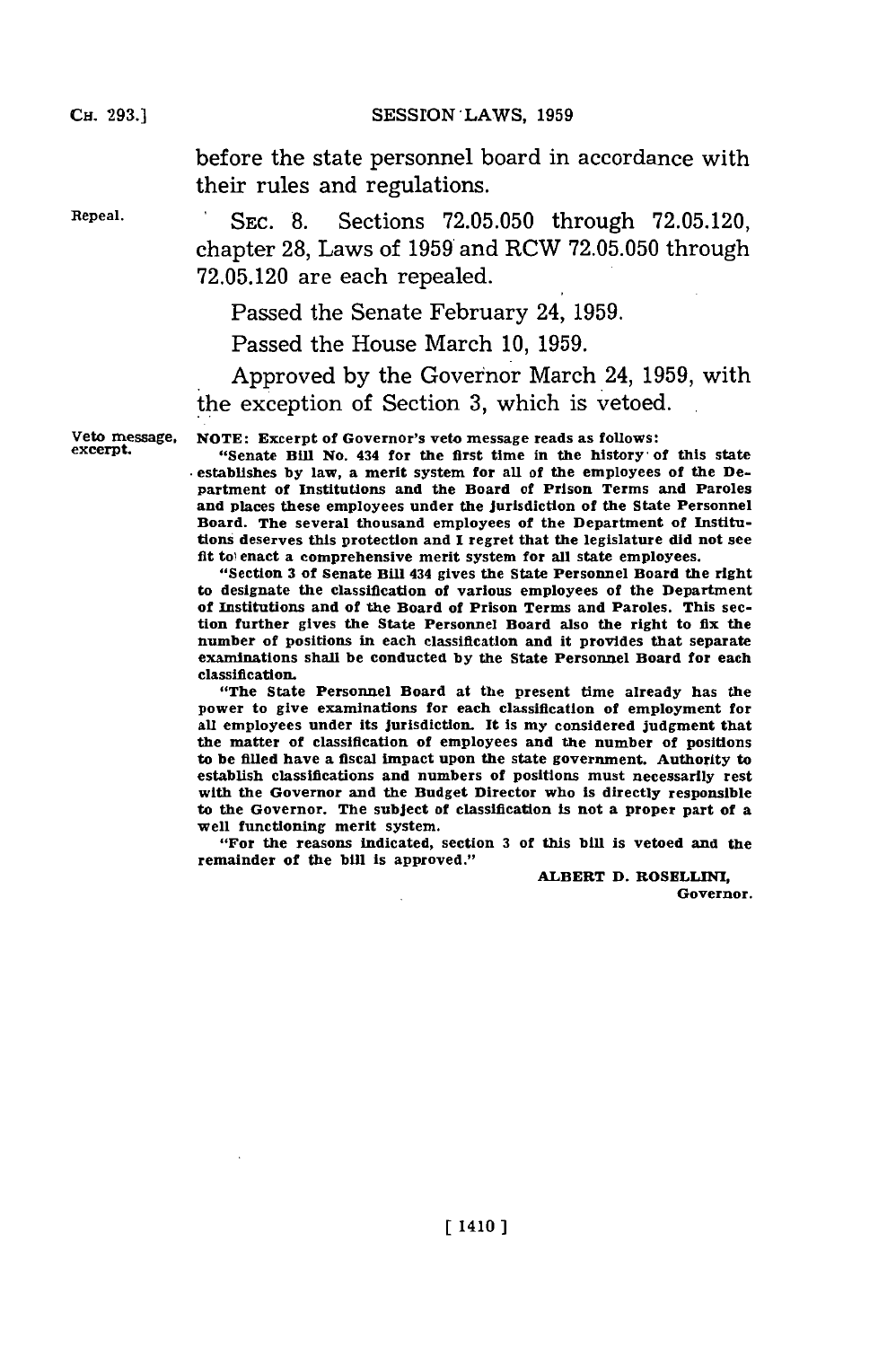before the state personnel board in accordance with their rules and regulations.

Repeal.

SEC. 8. Sections 72.05.050 through 72.05.120, chapter 28, Laws of 1959 and RCW 72.05.050 through 72.05.120 are each repealed.

Passed the Senate February 24, 1959.

Passed the House March 10, 1959.

Approved by the Governor March 24, 1959, with the exception of Section 3, which is vetoed.

Veto message, excerpt.

NOTE: Excerpt of Governor's veto message reads as follows:

"Senate Bill No. 434 for the first time in the history of this state establishes by law, a merit system for all of the employees of the Department of Institutions and the Board of Prison Terms and Paroles and places these employees under the jurisdiction of the State Personnel Board. The several thousand employees of the Department of Institutions deserves this protection and I regret that the legislature did not see fit to enact a comprehensive merit system for all state employees.

"Section 3 of Senate Bill 434 gives the State Personnel Board the right to designate the classification of various employees of the Department of Institutions and of the Board of Prison Terms and Paroles. This section further gives the State Personnel Board also the right to fix the number of positions in each classification and it provides that separate examinations shall be conducted by the State Personnel Board for each classification.

"The State Personnel Board at the present time already has the power to give examinations for each classification of employment for all employees under its jurisdiction. It is my considered judgment that the matter of classification of employees and the number of positions to be filled have a fiscal impact upon the state government. Authority to establish classifications and numbers of positions must necessarily rest with the Governor and the Budget Director who is directly responsible to the Governor. The subject of classification is not a proper part of a well functioning merit system.

"For the reasons indicated, section 3 of this bill is vetoed and the remainder of the bill is approved."

ALBERT D. ROSELLINI,
Governor.